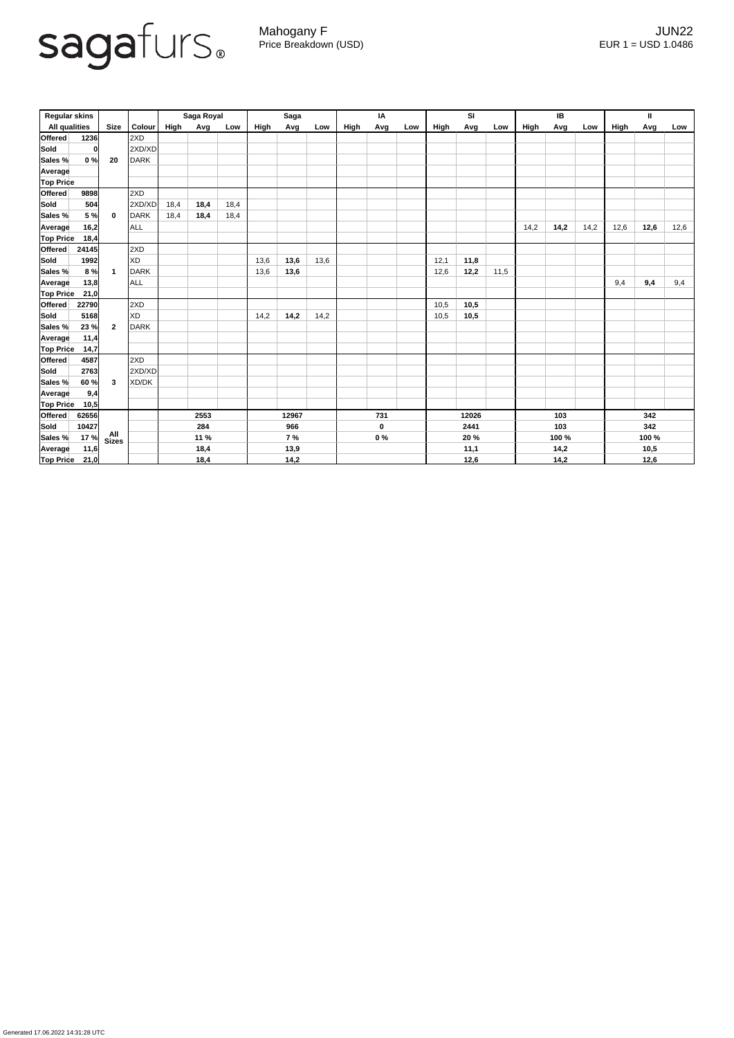sagafurs®

Mahogany F
Price Breakdown (USD)

JUN22
EUR 1 = USD 1.0486

| Regular skins | | | | Saga Royal | | | Saga | | | IA | | | SI | | | IB | | | II | | |
|---|---|---|---|---|---|---|---|---|---|---|---|---|---|---|---|---|---|---|---|---|---|
| All qualities | | Size | Colour | High | Avg | Low | High | Avg | Low | High | Avg | Low | High | Avg | Low | High | Avg | Low | High | Avg | Low |
| Offered | 1236 | 20 | 2XD | | | | | | | | | | | | | | | | | | |
| Sold | 0 | | 2XD/XD | | | | | | | | | | | | | | | | | | |
| Sales % | 0 % | | DARK | | | | | | | | | | | | | | | | | | |
| Average | | | | | | | | | | | | | | | | | | | | | |
| Top Price | | | | | | | | | | | | | | | | | | | | | |
| Offered | 9898 | 0 | 2XD | | | | | | | | | | | | | | | | | | |
| Sold | 504 | | 2XD/XD | 18,4 | **18,4** | 18,4 | | | | | | | | | | | | | | | |
| Sales % | 5 % | | DARK | 18,4 | **18,4** | 18,4 | | | | | | | | | | | | | | | |
| Average | 16,2 | | ALL | | | | | | | | | | | | | 14,2 | **14,2** | 14,2 | 12,6 | **12,6** | 12,6 |
| Top Price | 18,4 | | | | | | | | | | | | | | | | | | | | |
| Offered | 24145 | 1 | 2XD | | | | | | | | | | | | | | | | | | |
| Sold | 1992 | | XD | | | | 13,6 | **13,6** | 13,6 | | | | 12,1 | **11,8** | | | | | | | |
| Sales % | 8 % | | DARK | | | | 13,6 | **13,6** | | | | | 12,6 | **12,2** | 11,5 | | | | | | |
| Average | 13,8 | | ALL | | | | | | | | | | | | | | | | 9,4 | **9,4** | 9,4 |
| Top Price | 21,0 | | | | | | | | | | | | | | | | | | | | |
| Offered | 22790 | 2 | 2XD | | | | | | | | | | 10,5 | **10,5** | | | | | | | |
| Sold | 5168 | | XD | | | | 14,2 | **14,2** | 14,2 | | | | 10,5 | **10,5** | | | | | | | |
| Sales % | 23 % | | DARK | | | | | | | | | | | | | | | | | | |
| Average | 11,4 | | | | | | | | | | | | | | | | | | | | |
| Top Price | 14,7 | | | | | | | | | | | | | | | | | | | | |
| Offered | 4587 | 3 | 2XD | | | | | | | | | | | | | | | | | | |
| Sold | 2763 | | 2XD/XD | | | | | | | | | | | | | | | | | | |
| Sales % | 60 % | | XD/DK | | | | | | | | | | | | | | | | | | |
| Average | 9,4 | | | | | | | | | | | | | | | | | | | | |
| Top Price | 10,5 | | | | | | | | | | | | | | | | | | | | |
| Offered | 62656 | All Sizes | | | 2553 | | | 12967 | | | 731 | | | 12026 | | | 103 | | | 342 | |
| Sold | 10427 | | | | 284 | | | 966 | | | 0 | | | 2441 | | | 103 | | | 342 | |
| Sales % | 17 % | | | | 11 % | | | 7 % | | | 0 % | | | 20 % | | | 100 % | | | 100 % | |
| Average | 11,6 | | | | 18,4 | | | 13,9 | | | | | | 11,1 | | | 14,2 | | | 10,5 | |
| Top Price | 21,0 | | | | 18,4 | | | 14,2 | | | | | | 12,6 | | | 14,2 | | | 12,6 | |

Generated 17.06.2022 14:31:28 UTC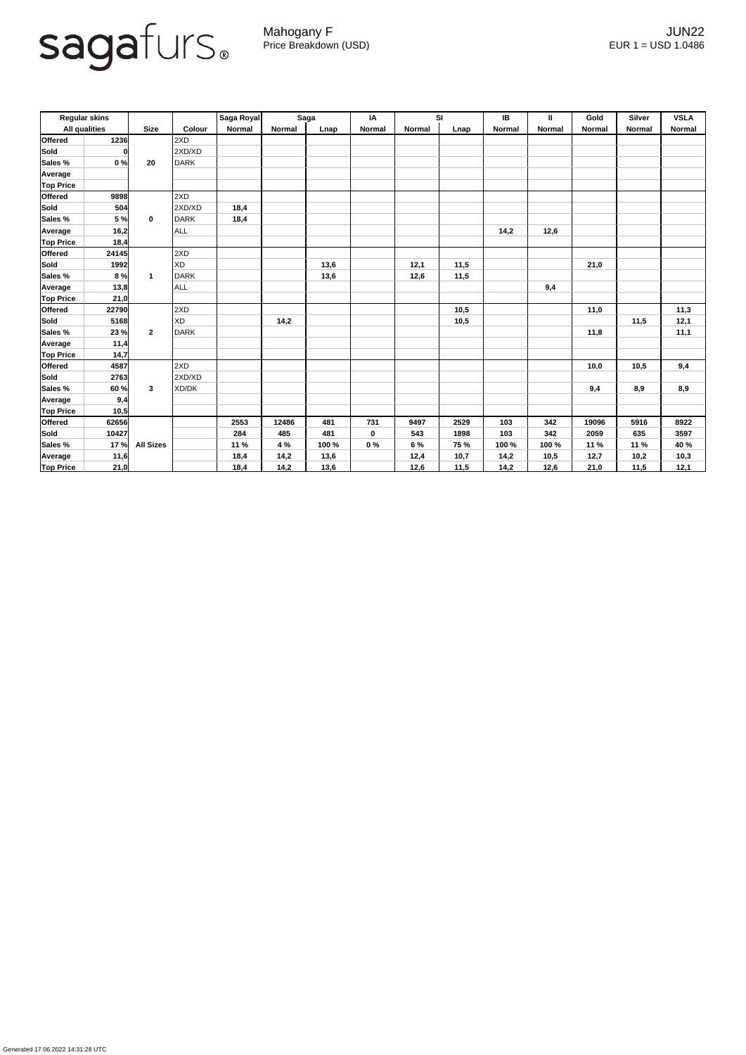sagafurs®

Mahogany F
Price Breakdown (USD)

JUN22
EUR 1 = USD 1.0486

| Regular skins | | | | Saga Royal | Saga | | IA | SI | | IB | II | Gold | Silver | VSLA |
|---|---|---|---|---|---|---|---|---|---|---|---|---|---|---|
| All qualities | | Size | Colour | Normal | Normal | Lnap | Normal | Normal | Lnap | Normal | Normal | Normal | Normal | Normal |
| Offered | 1236 | 20 | 2XD | | | | | | | | | | | |
| Sold | 0 | | 2XD/XD | | | | | | | | | | | |
| Sales % | 0 % | | DARK | | | | | | | | | | | |
| Average | | | | | | | | | | | | | | |
| Top Price | | | | | | | | | | | | | | |
| Offered | 9898 | 0 | 2XD | | | | | | | | | | | |
| Sold | 504 | | 2XD/XD | 18,4 | | | | | | | | | | |
| Sales % | 5 % | | DARK | 18,4 | | | | | | | | | | |
| Average | 16,2 | | ALL | | | | | | | 14,2 | 12,6 | | | |
| Top Price | 18,4 | | | | | | | | | | | | | |
| Offered | 24145 | 1 | 2XD | | | | | | | | | | | |
| Sold | 1992 | | XD | | | 13,6 | | 12,1 | 11,5 | | | 21,0 | | |
| Sales % | 8 % | | DARK | | | 13,6 | | 12,6 | 11,5 | | | | | |
| Average | 13,8 | | ALL | | | | | | | | 9,4 | | | |
| Top Price | 21,0 | | | | | | | | | | | | | |
| Offered | 22790 | 2 | 2XD | | | | | | 10,5 | | | 11,0 | | 11,3 |
| Sold | 5168 | | XD | | 14,2 | | | | 10,5 | | | | 11,5 | 12,1 |
| Sales % | 23 % | | DARK | | | | | | | | | 11,8 | | 11,1 |
| Average | 11,4 | | | | | | | | | | | | | |
| Top Price | 14,7 | | | | | | | | | | | | | |
| Offered | 4587 | 3 | 2XD | | | | | | | | | 10,0 | 10,5 | 9,4 |
| Sold | 2763 | | 2XD/XD | | | | | | | | | | | |
| Sales % | 60 % | | XD/DK | | | | | | | | | 9,4 | 8,9 | 8,9 |
| Average | 9,4 | | | | | | | | | | | | | |
| Top Price | 10,5 | | | | | | | | | | | | | |
| Offered | 62656 | All Sizes | | 2553 | 12486 | 481 | 731 | 9497 | 2529 | 103 | 342 | 19096 | 5916 | 8922 |
| Sold | 10427 | | | 284 | 485 | 481 | 0 | 543 | 1898 | 103 | 342 | 2059 | 635 | 3597 |
| Sales % | 17 % | | | 11 % | 4 % | 100 % | 0 % | 6 % | 75 % | 100 % | 100 % | 11 % | 11 % | 40 % |
| Average | 11,6 | | | 18,4 | 14,2 | 13,6 | | 12,4 | 10,7 | 14,2 | 10,5 | 12,7 | 10,2 | 10,3 |
| Top Price | 21,0 | | | 18,4 | 14,2 | 13,6 | | 12,6 | 11,5 | 14,2 | 12,6 | 21,0 | 11,5 | 12,1 |

Generated 17.06.2022 14:31:28 UTC